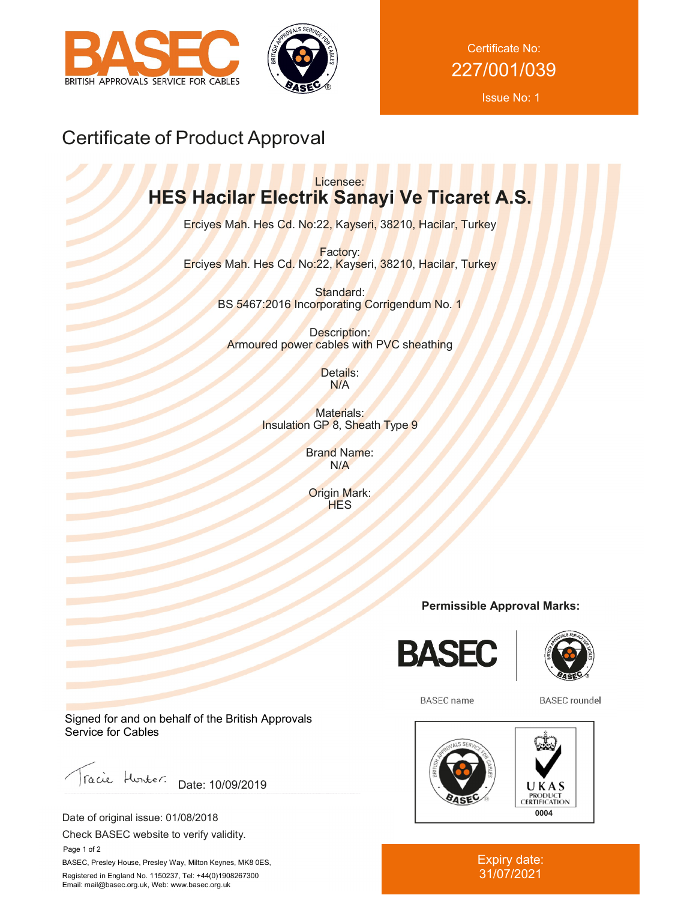BASEC

BRITISH APPROVALS SERVICE FOR CABLES

Certificate No:
227/001/039
Issue No: 1

# Certificate of Product Approval

Licensee:
**HES Hacilar Electrik Sanayi Ve Ticaret A.S.**

Erciyes Mah. Hes Cd. No:22, Kayseri, 38210, Hacilar, Turkey

Factory:
Erciyes Mah. Hes Cd. No:22, Kayseri, 38210, Hacilar, Turkey

Standard:
BS 5467:2016 Incorporating Corrigendum No. 1

Description:
Armoured power cables with PVC sheathing

Details:
N/A

Materials:
Insulation GP 8, Sheath Type 9

Brand Name:
N/A

Origin Mark:
HES

**Permissible Approval Marks:**

BASEC name

BASEC roundel

UKAS PRODUCT CERTIFICATION 0004

Signed for and on behalf of the British Approvals Service for Cables

Tracie Hunter. Date: 10/09/2019

Date of original issue: 01/08/2018

Check BASEC website to verify validity.

BASEC, Presley House, Presley Way, Milton Keynes, MK8 0ES,

Registered in England No. 1150237, Tel: +44(0)1908267300

Email: mail@basec.org.uk, Web: www.basec.org.uk

Expiry date:
31/07/2021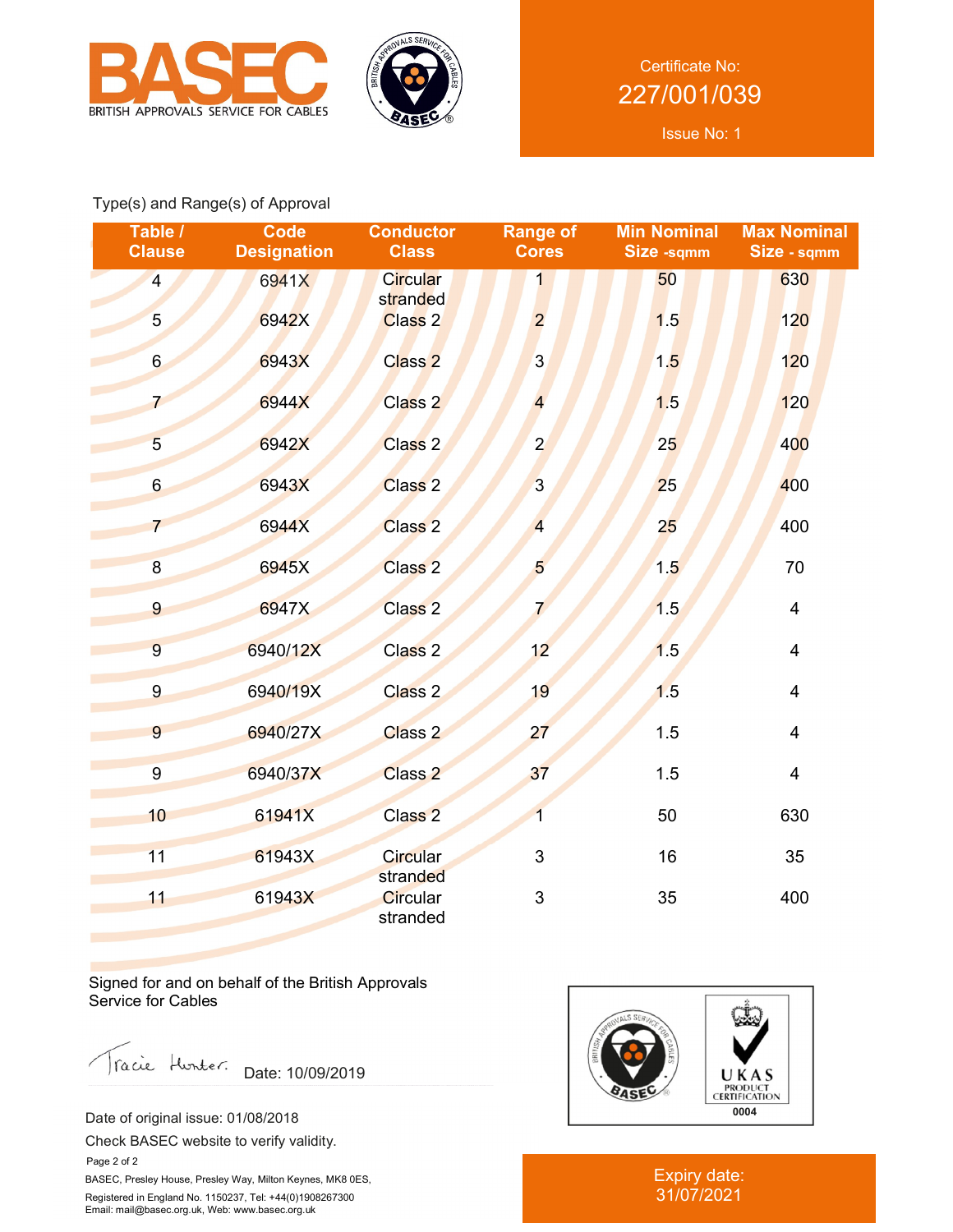BASEC

BRITISH APPROVALS SERVICE FOR CABLES

Certificate No:

227/001/039

Issue No: 1

Type(s) and Range(s) of Approval

| Table / Clause | Code Designation | Conductor Class | Range of Cores | Min Nominal Size -sqmm | Max Nominal Size - sqmm |
|---|---|---|---|---|---|
| 4 | 6941X | Circular stranded | 1 | 50 | 630 |
| 5 | 6942X | Class 2 | 2 | 1.5 | 120 |
| 6 | 6943X | Class 2 | 3 | 1.5 | 120 |
| 7 | 6944X | Class 2 | 4 | 1.5 | 120 |
| 5 | 6942X | Class 2 | 2 | 25 | 400 |
| 6 | 6943X | Class 2 | 3 | 25 | 400 |
| 7 | 6944X | Class 2 | 4 | 25 | 400 |
| 8 | 6945X | Class 2 | 5 | 1.5 | 70 |
| 9 | 6947X | Class 2 | 7 | 1.5 | 4 |
| 9 | 6940/12X | Class 2 | 12 | 1.5 | 4 |
| 9 | 6940/19X | Class 2 | 19 | 1.5 | 4 |
| 9 | 6940/27X | Class 2 | 27 | 1.5 | 4 |
| 9 | 6940/37X | Class 2 | 37 | 1.5 | 4 |
| 10 | 61941X | Class 2 | 1 | 50 | 630 |
| 11 | 61943X | Circular stranded | 3 | 16 | 35 |
| 11 | 61943X | Circular stranded | 3 | 35 | 400 |

Signed for and on behalf of the British Approvals Service for Cables

Tracie Hunter. Date: 10/09/2019

Date of original issue: 01/08/2018

Check BASEC website to verify validity.

UKAS PRODUCT CERTIFICATION 0004

BASEC, Presley House, Presley Way, Milton Keynes, MK8 0ES,

Registered in England No. 1150237, Tel: +44(0)1908267300

Email: mail@basec.org.uk, Web: www.basec.org.uk

Expiry date: 31/07/2021